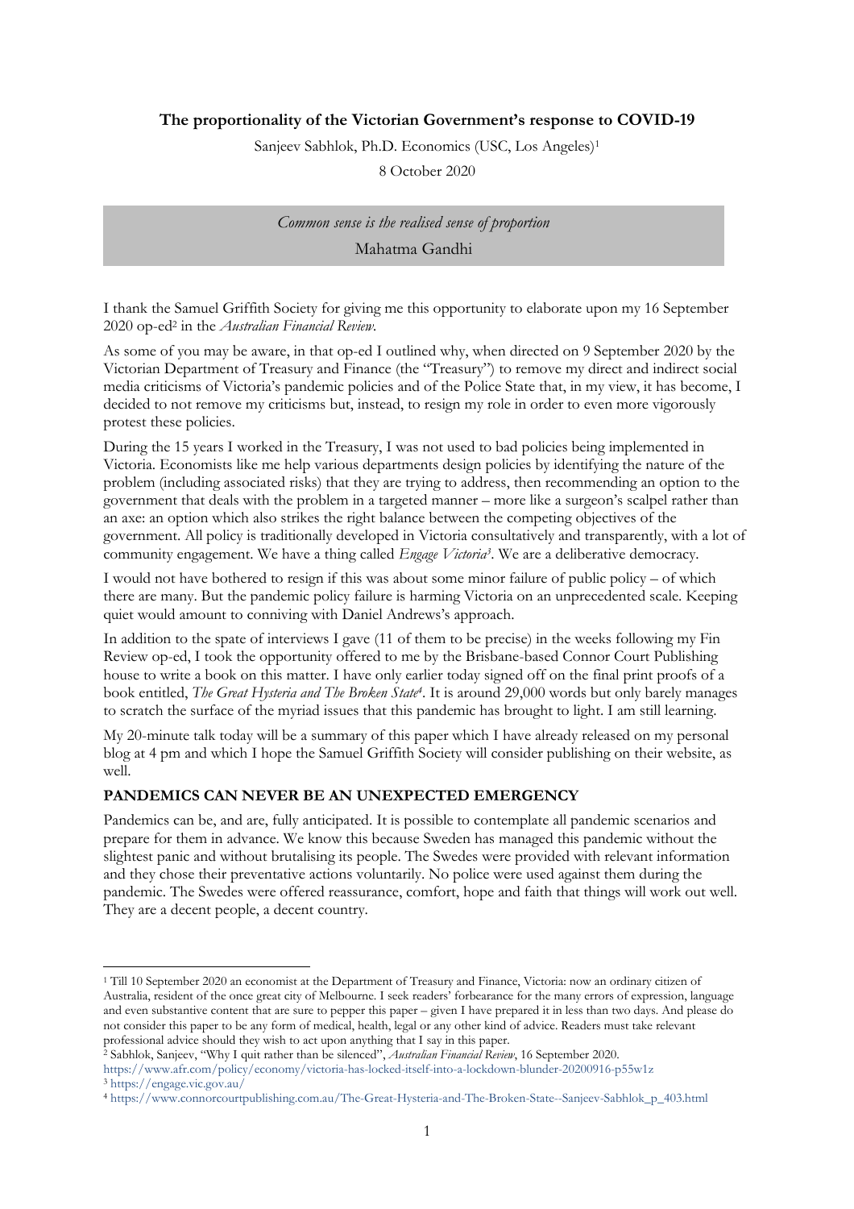**The proportionality of the Victorian Government's response to COVID-19**

Sanjeev Sabhlok, Ph.D. Economics (USC, Los Angeles)[1]

8 October 2020

> *Common sense is the realised sense of proportion*
>
> Mahatma Gandhi

I thank the Samuel Griffith Society for giving me this opportunity to elaborate upon my 16 September 2020 op-ed[2] in the *Australian Financial Review*.

As some of you may be aware, in that op-ed I outlined why, when directed on 9 September 2020 by the Victorian Department of Treasury and Finance (the "Treasury") to remove my direct and indirect social media criticisms of Victoria's pandemic policies and of the Police State that, in my view, it has become, I decided to not remove my criticisms but, instead, to resign my role in order to even more vigorously protest these policies.

During the 15 years I worked in the Treasury, I was not used to bad policies being implemented in Victoria. Economists like me help various departments design policies by identifying the nature of the problem (including associated risks) that they are trying to address, then recommending an option to the government that deals with the problem in a targeted manner – more like a surgeon's scalpel rather than an axe: an option which also strikes the right balance between the competing objectives of the government. All policy is traditionally developed in Victoria consultatively and transparently, with a lot of community engagement. We have a thing called *Engage Victoria*[3]. We are a deliberative democracy.

I would not have bothered to resign if this was about some minor failure of public policy – of which there are many. But the pandemic policy failure is harming Victoria on an unprecedented scale. Keeping quiet would amount to conniving with Daniel Andrews's approach.

In addition to the spate of interviews I gave (11 of them to be precise) in the weeks following my Fin Review op-ed, I took the opportunity offered to me by the Brisbane-based Connor Court Publishing house to write a book on this matter. I have only earlier today signed off on the final print proofs of a book entitled, *The Great Hysteria and The Broken State*[4]. It is around 29,000 words but only barely manages to scratch the surface of the myriad issues that this pandemic has brought to light. I am still learning.

My 20-minute talk today will be a summary of this paper which I have already released on my personal blog at 4 pm and which I hope the Samuel Griffith Society will consider publishing on their website, as well.

## PANDEMICS CAN NEVER BE AN UNEXPECTED EMERGENCY

Pandemics can be, and are, fully anticipated. It is possible to contemplate all pandemic scenarios and prepare for them in advance. We know this because Sweden has managed this pandemic without the slightest panic and without brutalising its people. The Swedes were provided with relevant information and they chose their preventative actions voluntarily. No police were used against them during the pandemic. The Swedes were offered reassurance, comfort, hope and faith that things will work out well. They are a decent people, a decent country.

---

[1] Till 10 September 2020 an economist at the Department of Treasury and Finance, Victoria: now an ordinary citizen of Australia, resident of the once great city of Melbourne. I seek readers' forbearance for the many errors of expression, language and even substantive content that are sure to pepper this paper – given I have prepared it in less than two days. And please do not consider this paper to be any form of medical, health, legal or any other kind of advice. Readers must take relevant professional advice should they wish to act upon anything that I say in this paper.

[2] Sabhlok, Sanjeev, "Why I quit rather than be silenced", *Australian Financial Review*, 16 September 2020. https://www.afr.com/policy/economy/victoria-has-locked-itself-into-a-lockdown-blunder-20200916-p55w1z

[3] https://engage.vic.gov.au/

[4] https://www.connorcourtpublishing.com.au/The-Great-Hysteria-and-The-Broken-State--Sanjeev-Sabhlok_p_403.html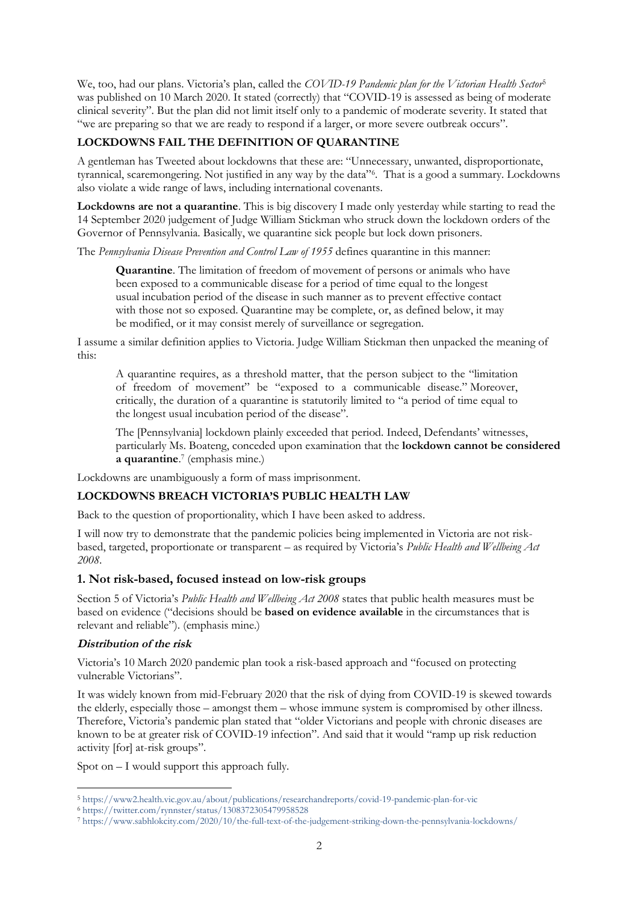We, too, had our plans. Victoria's plan, called the *COVID-19 Pandemic plan for the Victorian Health Sector*[5] was published on 10 March 2020. It stated (correctly) that "COVID-19 is assessed as being of moderate clinical severity". But the plan did not limit itself only to a pandemic of moderate severity. It stated that "we are preparing so that we are ready to respond if a larger, or more severe outbreak occurs".

## LOCKDOWNS FAIL THE DEFINITION OF QUARANTINE

A gentleman has Tweeted about lockdowns that these are: "Unnecessary, unwanted, disproportionate, tyrannical, scaremongering. Not justified in any way by the data"[6]. That is a good a summary. Lockdowns also violate a wide range of laws, including international covenants.

**Lockdowns are not a quarantine**. This is big discovery I made only yesterday while starting to read the 14 September 2020 judgement of Judge William Stickman who struck down the lockdown orders of the Governor of Pennsylvania. Basically, we quarantine sick people but lock down prisoners.

The *Pennsylvania Disease Prevention and Control Law of 1955* defines quarantine in this manner:

> **Quarantine**. The limitation of freedom of movement of persons or animals who have been exposed to a communicable disease for a period of time equal to the longest usual incubation period of the disease in such manner as to prevent effective contact with those not so exposed. Quarantine may be complete, or, as defined below, it may be modified, or it may consist merely of surveillance or segregation.

I assume a similar definition applies to Victoria. Judge William Stickman then unpacked the meaning of this:

> A quarantine requires, as a threshold matter, that the person subject to the "limitation of freedom of movement" be "exposed to a communicable disease." Moreover, critically, the duration of a quarantine is statutorily limited to "a period of time equal to the longest usual incubation period of the disease".
>
> The [Pennsylvania] lockdown plainly exceeded that period. Indeed, Defendants' witnesses, particularly Ms. Boateng, conceded upon examination that the **lockdown cannot be considered a quarantine**.[7] (emphasis mine.)

Lockdowns are unambiguously a form of mass imprisonment.

## LOCKDOWNS BREACH VICTORIA'S PUBLIC HEALTH LAW

Back to the question of proportionality, which I have been asked to address.

I will now try to demonstrate that the pandemic policies being implemented in Victoria are not risk-based, targeted, proportionate or transparent – as required by Victoria's *Public Health and Wellbeing Act 2008*.

### 1. Not risk-based, focused instead on low-risk groups

Section 5 of Victoria's *Public Health and Wellbeing Act 2008* states that public health measures must be based on evidence ("decisions should be **based on evidence available** in the circumstances that is relevant and reliable"). (emphasis mine.)

#### *Distribution of the risk*

Victoria's 10 March 2020 pandemic plan took a risk-based approach and "focused on protecting vulnerable Victorians".

It was widely known from mid-February 2020 that the risk of dying from COVID-19 is skewed towards the elderly, especially those – amongst them – whose immune system is compromised by other illness. Therefore, Victoria's pandemic plan stated that "older Victorians and people with chronic diseases are known to be at greater risk of COVID-19 infection". And said that it would "ramp up risk reduction activity [for] at-risk groups".

Spot on – I would support this approach fully.

---

[5] https://www2.health.vic.gov.au/about/publications/researchandreports/covid-19-pandemic-plan-for-vic

[6] https://twitter.com/rynnster/status/1308372305479958528

[7] https://www.sabhlokcity.com/2020/10/the-full-text-of-the-judgement-striking-down-the-pennsylvania-lockdowns/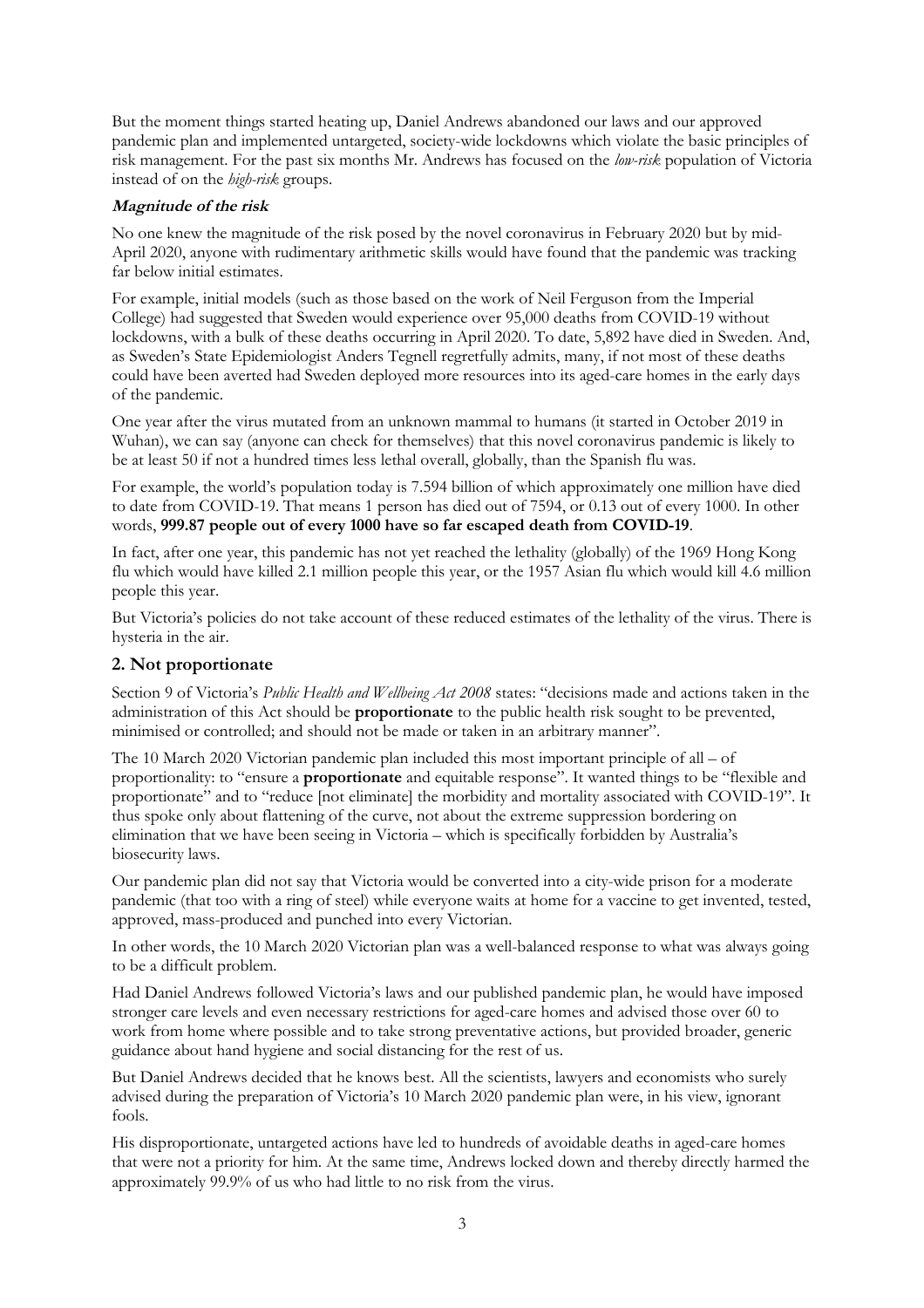But the moment things started heating up, Daniel Andrews abandoned our laws and our approved pandemic plan and implemented untargeted, society-wide lockdowns which violate the basic principles of risk management. For the past six months Mr. Andrews has focused on the *low-risk* population of Victoria instead of on the *high-risk* groups.

### *Magnitude of the risk*

No one knew the magnitude of the risk posed by the novel coronavirus in February 2020 but by mid-April 2020, anyone with rudimentary arithmetic skills would have found that the pandemic was tracking far below initial estimates.

For example, initial models (such as those based on the work of Neil Ferguson from the Imperial College) had suggested that Sweden would experience over 95,000 deaths from COVID-19 without lockdowns, with a bulk of these deaths occurring in April 2020. To date, 5,892 have died in Sweden. And, as Sweden's State Epidemiologist Anders Tegnell regretfully admits, many, if not most of these deaths could have been averted had Sweden deployed more resources into its aged-care homes in the early days of the pandemic.

One year after the virus mutated from an unknown mammal to humans (it started in October 2019 in Wuhan), we can say (anyone can check for themselves) that this novel coronavirus pandemic is likely to be at least 50 if not a hundred times less lethal overall, globally, than the Spanish flu was.

For example, the world's population today is 7.594 billion of which approximately one million have died to date from COVID-19. That means 1 person has died out of 7594, or 0.13 out of every 1000. In other words, **999.87 people out of every 1000 have so far escaped death from COVID-19**.

In fact, after one year, this pandemic has not yet reached the lethality (globally) of the 1969 Hong Kong flu which would have killed 2.1 million people this year, or the 1957 Asian flu which would kill 4.6 million people this year.

But Victoria's policies do not take account of these reduced estimates of the lethality of the virus. There is hysteria in the air.

## 2. Not proportionate

Section 9 of Victoria's *Public Health and Wellbeing Act 2008* states: "decisions made and actions taken in the administration of this Act should be **proportionate** to the public health risk sought to be prevented, minimised or controlled; and should not be made or taken in an arbitrary manner".

The 10 March 2020 Victorian pandemic plan included this most important principle of all – of proportionality: to "ensure a **proportionate** and equitable response". It wanted things to be "flexible and proportionate" and to "reduce [not eliminate] the morbidity and mortality associated with COVID-19". It thus spoke only about flattening of the curve, not about the extreme suppression bordering on elimination that we have been seeing in Victoria – which is specifically forbidden by Australia's biosecurity laws.

Our pandemic plan did not say that Victoria would be converted into a city-wide prison for a moderate pandemic (that too with a ring of steel) while everyone waits at home for a vaccine to get invented, tested, approved, mass-produced and punched into every Victorian.

In other words, the 10 March 2020 Victorian plan was a well-balanced response to what was always going to be a difficult problem.

Had Daniel Andrews followed Victoria's laws and our published pandemic plan, he would have imposed stronger care levels and even necessary restrictions for aged-care homes and advised those over 60 to work from home where possible and to take strong preventative actions, but provided broader, generic guidance about hand hygiene and social distancing for the rest of us.

But Daniel Andrews decided that he knows best. All the scientists, lawyers and economists who surely advised during the preparation of Victoria's 10 March 2020 pandemic plan were, in his view, ignorant fools.

His disproportionate, untargeted actions have led to hundreds of avoidable deaths in aged-care homes that were not a priority for him. At the same time, Andrews locked down and thereby directly harmed the approximately 99.9% of us who had little to no risk from the virus.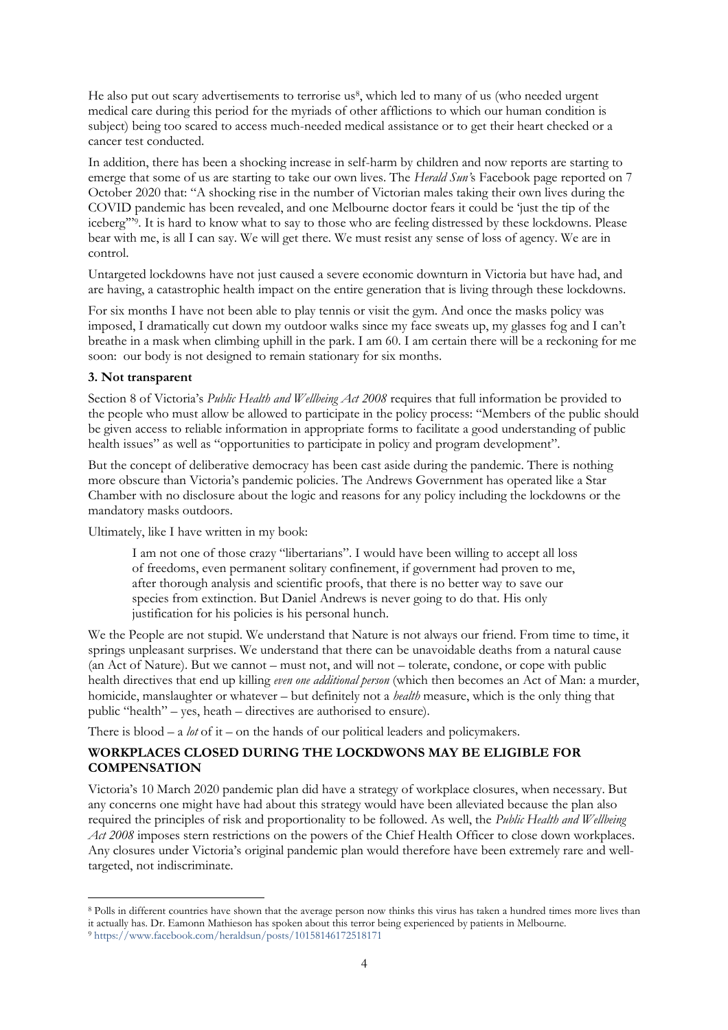He also put out scary advertisements to terrorise us[8], which led to many of us (who needed urgent medical care during this period for the myriads of other afflictions to which our human condition is subject) being too scared to access much-needed medical assistance or to get their heart checked or a cancer test conducted.

In addition, there has been a shocking increase in self-harm by children and now reports are starting to emerge that some of us are starting to take our own lives. The *Herald Sun'*s Facebook page reported on 7 October 2020 that: "A shocking rise in the number of Victorian males taking their own lives during the COVID pandemic has been revealed, and one Melbourne doctor fears it could be 'just the tip of the iceberg'"[9]. It is hard to know what to say to those who are feeling distressed by these lockdowns. Please bear with me, is all I can say. We will get there. We must resist any sense of loss of agency. We are in control.

Untargeted lockdowns have not just caused a severe economic downturn in Victoria but have had, and are having, a catastrophic health impact on the entire generation that is living through these lockdowns.

For six months I have not been able to play tennis or visit the gym. And once the masks policy was imposed, I dramatically cut down my outdoor walks since my face sweats up, my glasses fog and I can't breathe in a mask when climbing uphill in the park. I am 60. I am certain there will be a reckoning for me soon: our body is not designed to remain stationary for six months.

**3. Not transparent**

Section 8 of Victoria's *Public Health and Wellbeing Act 2008* requires that full information be provided to the people who must allow be allowed to participate in the policy process: "Members of the public should be given access to reliable information in appropriate forms to facilitate a good understanding of public health issues" as well as "opportunities to participate in policy and program development".

But the concept of deliberative democracy has been cast aside during the pandemic. There is nothing more obscure than Victoria's pandemic policies. The Andrews Government has operated like a Star Chamber with no disclosure about the logic and reasons for any policy including the lockdowns or the mandatory masks outdoors.

Ultimately, like I have written in my book:

> I am not one of those crazy "libertarians". I would have been willing to accept all loss of freedoms, even permanent solitary confinement, if government had proven to me, after thorough analysis and scientific proofs, that there is no better way to save our species from extinction. But Daniel Andrews is never going to do that. His only justification for his policies is his personal hunch.

We the People are not stupid. We understand that Nature is not always our friend. From time to time, it springs unpleasant surprises. We understand that there can be unavoidable deaths from a natural cause (an Act of Nature). But we cannot – must not, and will not – tolerate, condone, or cope with public health directives that end up killing *even one additional person* (which then becomes an Act of Man: a murder, homicide, manslaughter or whatever – but definitely not a *health* measure, which is the only thing that public "health" – yes, heath – directives are authorised to ensure).

There is blood – a *lot* of it – on the hands of our political leaders and policymakers.

**WORKPLACES CLOSED DURING THE LOCKDWONS MAY BE ELIGIBLE FOR COMPENSATION**

Victoria's 10 March 2020 pandemic plan did have a strategy of workplace closures, when necessary. But any concerns one might have had about this strategy would have been alleviated because the plan also required the principles of risk and proportionality to be followed. As well, the *Public Health and Wellbeing Act 2008* imposes stern restrictions on the powers of the Chief Health Officer to close down workplaces. Any closures under Victoria's original pandemic plan would therefore have been extremely rare and well-targeted, not indiscriminate.

---

[8] Polls in different countries have shown that the average person now thinks this virus has taken a hundred times more lives than it actually has. Dr. Eamonn Mathieson has spoken about this terror being experienced by patients in Melbourne.

[9] https://www.facebook.com/heraldsun/posts/10158146172518171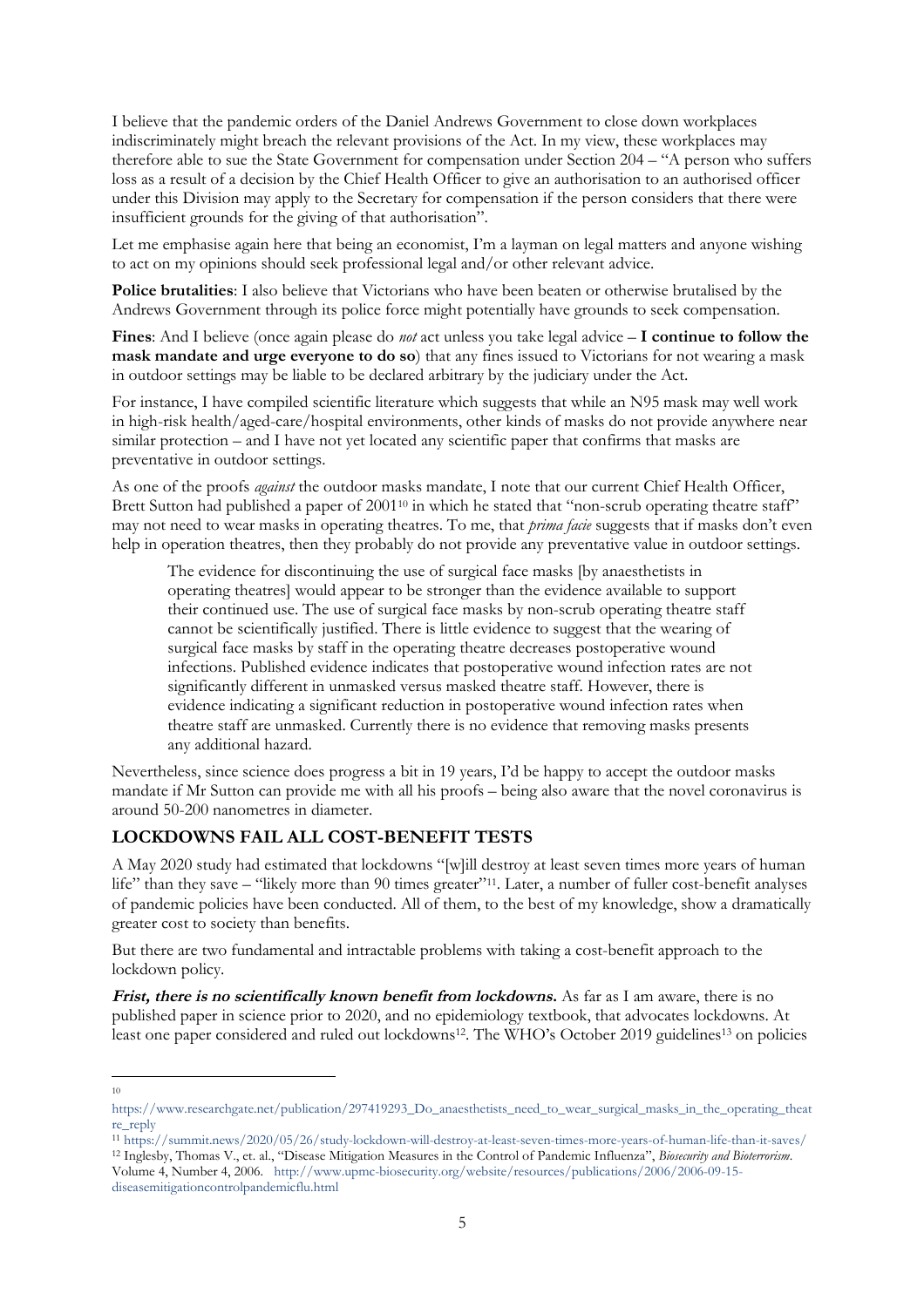I believe that the pandemic orders of the Daniel Andrews Government to close down workplaces indiscriminately might breach the relevant provisions of the Act. In my view, these workplaces may therefore able to sue the State Government for compensation under Section 204 – "A person who suffers loss as a result of a decision by the Chief Health Officer to give an authorisation to an authorised officer under this Division may apply to the Secretary for compensation if the person considers that there were insufficient grounds for the giving of that authorisation".

Let me emphasise again here that being an economist, I'm a layman on legal matters and anyone wishing to act on my opinions should seek professional legal and/or other relevant advice.

**Police brutalities**: I also believe that Victorians who have been beaten or otherwise brutalised by the Andrews Government through its police force might potentially have grounds to seek compensation.

**Fines**: And I believe (once again please do *not* act unless you take legal advice – **I continue to follow the mask mandate and urge everyone to do so**) that any fines issued to Victorians for not wearing a mask in outdoor settings may be liable to be declared arbitrary by the judiciary under the Act.

For instance, I have compiled scientific literature which suggests that while an N95 mask may well work in high-risk health/aged-care/hospital environments, other kinds of masks do not provide anywhere near similar protection – and I have not yet located any scientific paper that confirms that masks are preventative in outdoor settings.

As one of the proofs *against* the outdoor masks mandate, I note that our current Chief Health Officer, Brett Sutton had published a paper of 2001[10] in which he stated that "non-scrub operating theatre staff" may not need to wear masks in operating theatres. To me, that *prima facie* suggests that if masks don't even help in operation theatres, then they probably do not provide any preventative value in outdoor settings.

> The evidence for discontinuing the use of surgical face masks [by anaesthetists in operating theatres] would appear to be stronger than the evidence available to support their continued use. The use of surgical face masks by non-scrub operating theatre staff cannot be scientifically justified. There is little evidence to suggest that the wearing of surgical face masks by staff in the operating theatre decreases postoperative wound infections. Published evidence indicates that postoperative wound infection rates are not significantly different in unmasked versus masked theatre staff. However, there is evidence indicating a significant reduction in postoperative wound infection rates when theatre staff are unmasked. Currently there is no evidence that removing masks presents any additional hazard.

Nevertheless, since science does progress a bit in 19 years, I'd be happy to accept the outdoor masks mandate if Mr Sutton can provide me with all his proofs – being also aware that the novel coronavirus is around 50-200 nanometres in diameter.

## LOCKDOWNS FAIL ALL COST-BENEFIT TESTS

A May 2020 study had estimated that lockdowns "[w]ill destroy at least seven times more years of human life" than they save – "likely more than 90 times greater"[11]. Later, a number of fuller cost-benefit analyses of pandemic policies have been conducted. All of them, to the best of my knowledge, show a dramatically greater cost to society than benefits.

But there are two fundamental and intractable problems with taking a cost-benefit approach to the lockdown policy.

***Frist, there is no scientifically known benefit from lockdowns.*** As far as I am aware, there is no published paper in science prior to 2020, and no epidemiology textbook, that advocates lockdowns. At least one paper considered and ruled out lockdowns[12]. The WHO's October 2019 guidelines[13] on policies

---

[10] https://www.researchgate.net/publication/297419293_Do_anaesthetists_need_to_wear_surgical_masks_in_the_operating_theatre_reply

[11] https://summit.news/2020/05/26/study-lockdown-will-destroy-at-least-seven-times-more-years-of-human-life-than-it-saves/

[12] Inglesby, Thomas V., et. al., "Disease Mitigation Measures in the Control of Pandemic Influenza", *Biosecurity and Bioterrorism*. Volume 4, Number 4, 2006. http://www.upmc-biosecurity.org/website/resources/publications/2006/2006-09-15-diseasemitigationcontrolpandemicflu.html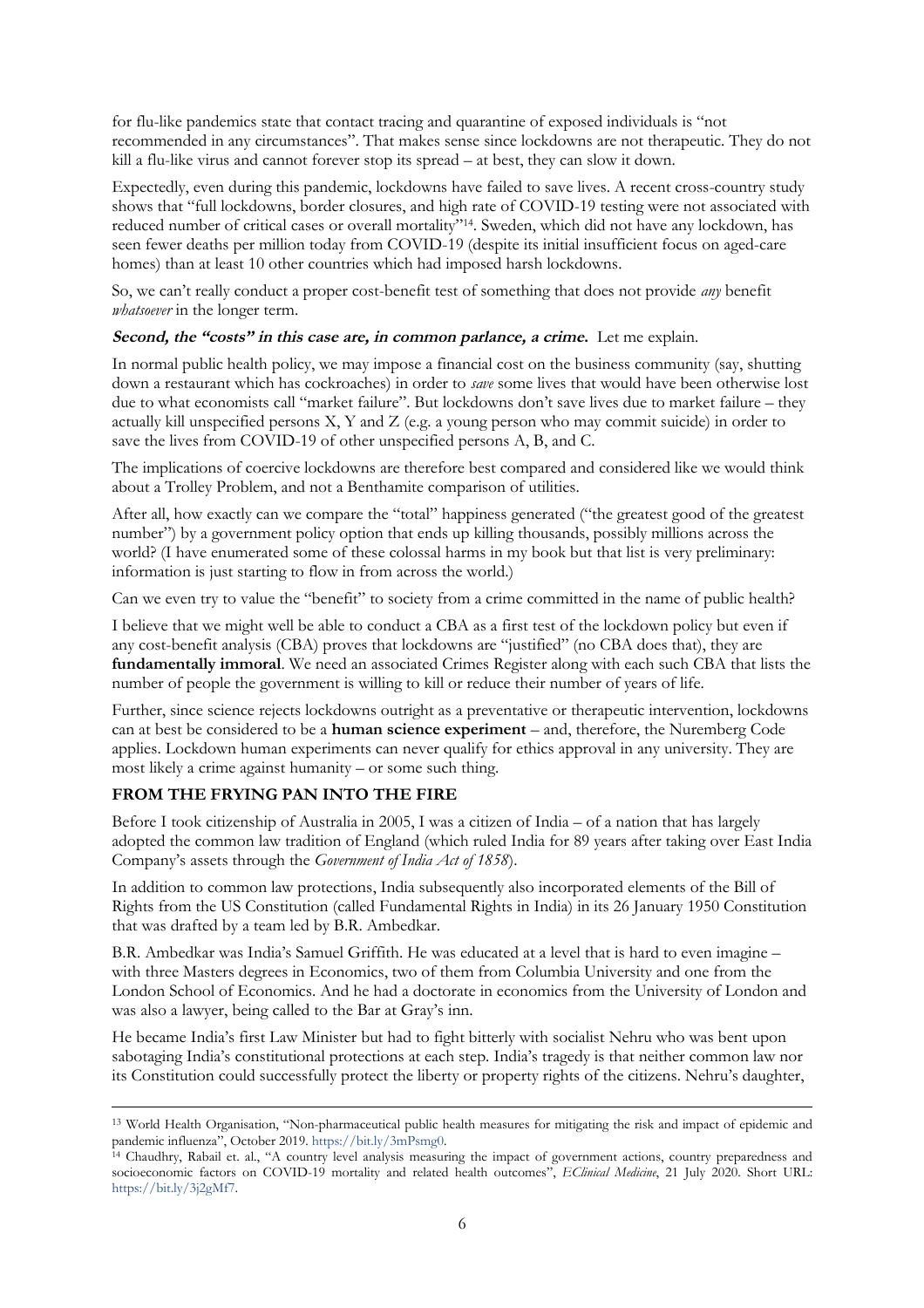for flu-like pandemics state that contact tracing and quarantine of exposed individuals is "not recommended in any circumstances". That makes sense since lockdowns are not therapeutic. They do not kill a flu-like virus and cannot forever stop its spread – at best, they can slow it down.

Expectedly, even during this pandemic, lockdowns have failed to save lives. A recent cross-country study shows that "full lockdowns, border closures, and high rate of COVID-19 testing were not associated with reduced number of critical cases or overall mortality"[14]. Sweden, which did not have any lockdown, has seen fewer deaths per million today from COVID-19 (despite its initial insufficient focus on aged-care homes) than at least 10 other countries which had imposed harsh lockdowns.

So, we can't really conduct a proper cost-benefit test of something that does not provide *any* benefit *whatsoever* in the longer term.

***Second, the "costs" in this case are, in common parlance, a crime.*** Let me explain.

In normal public health policy, we may impose a financial cost on the business community (say, shutting down a restaurant which has cockroaches) in order to *save* some lives that would have been otherwise lost due to what economists call "market failure". But lockdowns don't save lives due to market failure – they actually kill unspecified persons X, Y and Z (e.g. a young person who may commit suicide) in order to save the lives from COVID-19 of other unspecified persons A, B, and C.

The implications of coercive lockdowns are therefore best compared and considered like we would think about a Trolley Problem, and not a Benthamite comparison of utilities.

After all, how exactly can we compare the "total" happiness generated ("the greatest good of the greatest number") by a government policy option that ends up killing thousands, possibly millions across the world? (I have enumerated some of these colossal harms in my book but that list is very preliminary: information is just starting to flow in from across the world.)

Can we even try to value the "benefit" to society from a crime committed in the name of public health?

I believe that we might well be able to conduct a CBA as a first test of the lockdown policy but even if any cost-benefit analysis (CBA) proves that lockdowns are "justified" (no CBA does that), they are **fundamentally immoral**. We need an associated Crimes Register along with each such CBA that lists the number of people the government is willing to kill or reduce their number of years of life.

Further, since science rejects lockdowns outright as a preventative or therapeutic intervention, lockdowns can at best be considered to be a **human science experiment** – and, therefore, the Nuremberg Code applies. Lockdown human experiments can never qualify for ethics approval in any university. They are most likely a crime against humanity – or some such thing.

## FROM THE FRYING PAN INTO THE FIRE

Before I took citizenship of Australia in 2005, I was a citizen of India – of a nation that has largely adopted the common law tradition of England (which ruled India for 89 years after taking over East India Company's assets through the *Government of India Act of 1858*).

In addition to common law protections, India subsequently also incorporated elements of the Bill of Rights from the US Constitution (called Fundamental Rights in India) in its 26 January 1950 Constitution that was drafted by a team led by B.R. Ambedkar.

B.R. Ambedkar was India's Samuel Griffith. He was educated at a level that is hard to even imagine – with three Masters degrees in Economics, two of them from Columbia University and one from the London School of Economics. And he had a doctorate in economics from the University of London and was also a lawyer, being called to the Bar at Gray's inn.

He became India's first Law Minister but had to fight bitterly with socialist Nehru who was bent upon sabotaging India's constitutional protections at each step. India's tragedy is that neither common law nor its Constitution could successfully protect the liberty or property rights of the citizens. Nehru's daughter,

---

[13] World Health Organisation, "Non-pharmaceutical public health measures for mitigating the risk and impact of epidemic and pandemic influenza", October 2019. https://bit.ly/3mPsmg0.

[14] Chaudhry, Rabail et. al., "A country level analysis measuring the impact of government actions, country preparedness and socioeconomic factors on COVID-19 mortality and related health outcomes", *EClinical Medicine*, 21 July 2020. Short URL: https://bit.ly/3j2gMf7.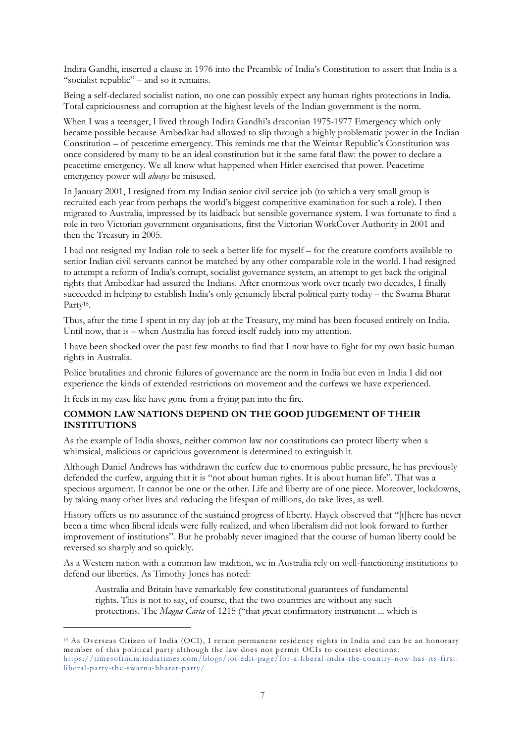Indira Gandhi, inserted a clause in 1976 into the Preamble of India's Constitution to assert that India is a "socialist republic" – and so it remains.

Being a self-declared socialist nation, no one can possibly expect any human rights protections in India. Total capriciousness and corruption at the highest levels of the Indian government is the norm.

When I was a teenager, I lived through Indira Gandhi's draconian 1975-1977 Emergency which only became possible because Ambedkar had allowed to slip through a highly problematic power in the Indian Constitution – of peacetime emergency. This reminds me that the Weimar Republic's Constitution was once considered by many to be an ideal constitution but it the same fatal flaw: the power to declare a peacetime emergency. We all know what happened when Hitler exercised that power. Peacetime emergency power will *always* be misused.

In January 2001, I resigned from my Indian senior civil service job (to which a very small group is recruited each year from perhaps the world's biggest competitive examination for such a role). I then migrated to Australia, impressed by its laidback but sensible governance system. I was fortunate to find a role in two Victorian government organisations, first the Victorian WorkCover Authority in 2001 and then the Treasury in 2005.

I had not resigned my Indian role to seek a better life for myself – for the creature comforts available to senior Indian civil servants cannot be matched by any other comparable role in the world. I had resigned to attempt a reform of India's corrupt, socialist governance system, an attempt to get back the original rights that Ambedkar had assured the Indians. After enormous work over nearly two decades, I finally succeeded in helping to establish India's only genuinely liberal political party today – the Swarna Bharat Party[15].

Thus, after the time I spent in my day job at the Treasury, my mind has been focused entirely on India. Until now, that is – when Australia has forced itself rudely into my attention.

I have been shocked over the past few months to find that I now have to fight for my own basic human rights in Australia.

Police brutalities and chronic failures of governance are the norm in India but even in India I did not experience the kinds of extended restrictions on movement and the curfews we have experienced.

It feels in my case like have gone from a frying pan into the fire.

## COMMON LAW NATIONS DEPEND ON THE GOOD JUDGEMENT OF THEIR INSTITUTIONS

As the example of India shows, neither common law nor constitutions can protect liberty when a whimsical, malicious or capricious government is determined to extinguish it.

Although Daniel Andrews has withdrawn the curfew due to enormous public pressure, he has previously defended the curfew, arguing that it is "not about human rights. It is about human life". That was a specious argument. It cannot be one or the other. Life and liberty are of one piece. Moreover, lockdowns, by taking many other lives and reducing the lifespan of millions, do take lives, as well.

History offers us no assurance of the sustained progress of liberty. Hayek observed that "[t]here has never been a time when liberal ideals were fully realized, and when liberalism did not look forward to further improvement of institutions". But he probably never imagined that the course of human liberty could be reversed so sharply and so quickly.

As a Western nation with a common law tradition, we in Australia rely on well-functioning institutions to defend our liberties. As Timothy Jones has noted:

> Australia and Britain have remarkably few constitutional guarantees of fundamental rights. This is not to say, of course, that the two countries are without any such protections. The *Magna Carta* of 1215 ("that great confirmatory instrument ... which is

---

[15] As Overseas Citizen of India (OCI), I retain permanent residency rights in India and can be an honorary member of this political party although the law does not permit OCIs to contest elections. https://timesofindia.indiatimes.com/blogs/toi-edit-page/for-a-liberal-india-the-country-now-has-its-first-liberal-party-the-swarna-bharat-party/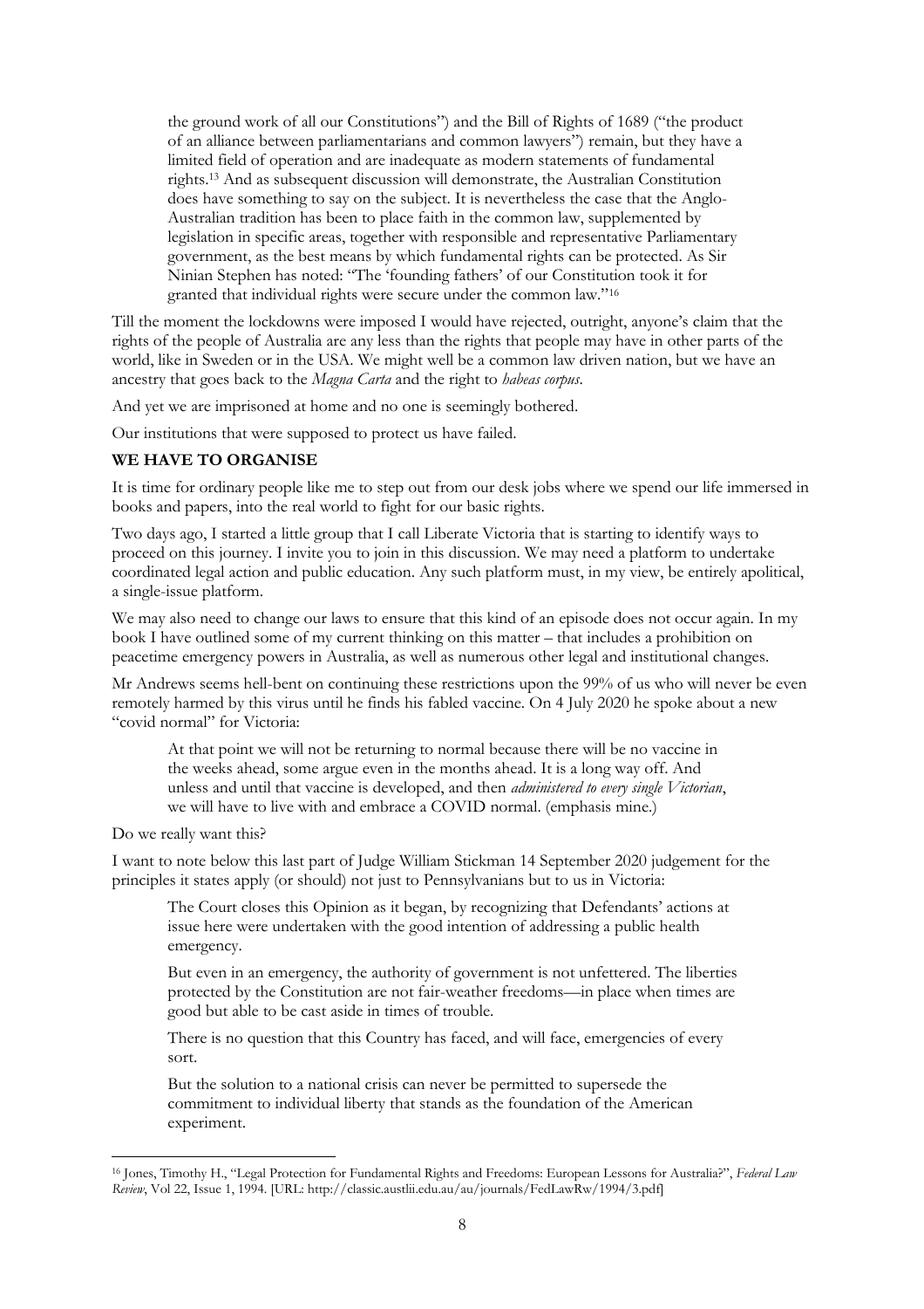> the ground work of all our Constitutions") and the Bill of Rights of 1689 ("the product of an alliance between parliamentarians and common lawyers") remain, but they have a limited field of operation and are inadequate as modern statements of fundamental rights.[13] And as subsequent discussion will demonstrate, the Australian Constitution does have something to say on the subject. It is nevertheless the case that the Anglo-Australian tradition has been to place faith in the common law, supplemented by legislation in specific areas, together with responsible and representative Parliamentary government, as the best means by which fundamental rights can be protected. As Sir Ninian Stephen has noted: "The 'founding fathers' of our Constitution took it for granted that individual rights were secure under the common law."[16]

Till the moment the lockdowns were imposed I would have rejected, outright, anyone's claim that the rights of the people of Australia are any less than the rights that people may have in other parts of the world, like in Sweden or in the USA. We might well be a common law driven nation, but we have an ancestry that goes back to the *Magna Carta* and the right to *habeas corpus*.

And yet we are imprisoned at home and no one is seemingly bothered.

Our institutions that were supposed to protect us have failed.

**WE HAVE TO ORGANISE**

It is time for ordinary people like me to step out from our desk jobs where we spend our life immersed in books and papers, into the real world to fight for our basic rights.

Two days ago, I started a little group that I call Liberate Victoria that is starting to identify ways to proceed on this journey. I invite you to join in this discussion. We may need a platform to undertake coordinated legal action and public education. Any such platform must, in my view, be entirely apolitical, a single-issue platform.

We may also need to change our laws to ensure that this kind of an episode does not occur again. In my book I have outlined some of my current thinking on this matter – that includes a prohibition on peacetime emergency powers in Australia, as well as numerous other legal and institutional changes.

Mr Andrews seems hell-bent on continuing these restrictions upon the 99% of us who will never be even remotely harmed by this virus until he finds his fabled vaccine. On 4 July 2020 he spoke about a new "covid normal" for Victoria:

> At that point we will not be returning to normal because there will be no vaccine in the weeks ahead, some argue even in the months ahead. It is a long way off. And unless and until that vaccine is developed, and then *administered to every single Victorian*, we will have to live with and embrace a COVID normal. (emphasis mine.)

Do we really want this?

I want to note below this last part of Judge William Stickman 14 September 2020 judgement for the principles it states apply (or should) not just to Pennsylvanians but to us in Victoria:

> The Court closes this Opinion as it began, by recognizing that Defendants' actions at issue here were undertaken with the good intention of addressing a public health emergency.
>
> But even in an emergency, the authority of government is not unfettered. The liberties protected by the Constitution are not fair-weather freedoms—in place when times are good but able to be cast aside in times of trouble.
>
> There is no question that this Country has faced, and will face, emergencies of every sort.
>
> But the solution to a national crisis can never be permitted to supersede the commitment to individual liberty that stands as the foundation of the American experiment.

---

[16] Jones, Timothy H., "Legal Protection for Fundamental Rights and Freedoms: European Lessons for Australia?", *Federal Law Review*, Vol 22, Issue 1, 1994. [URL: http://classic.austlii.edu.au/au/journals/FedLawRw/1994/3.pdf]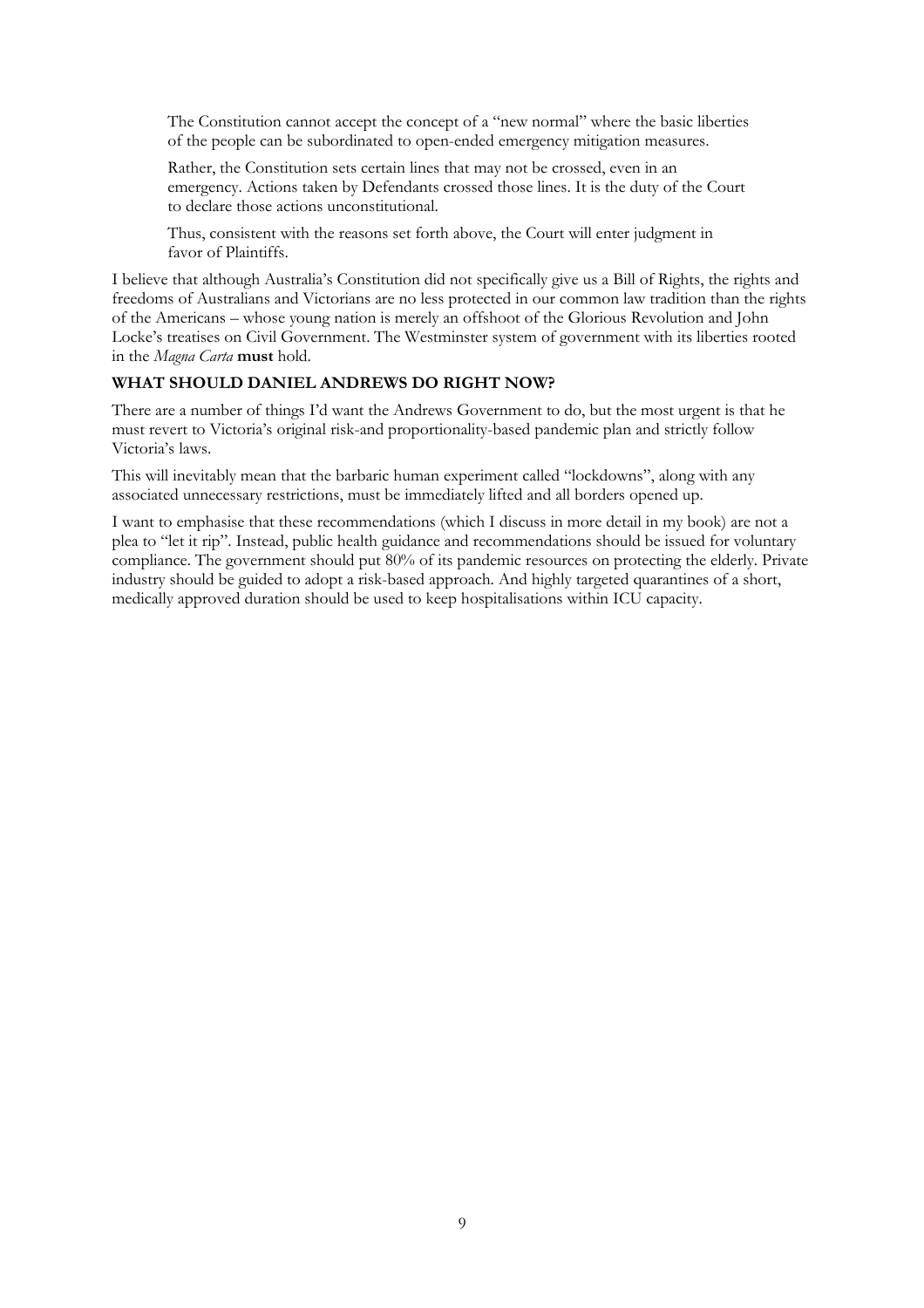> The Constitution cannot accept the concept of a "new normal" where the basic liberties of the people can be subordinated to open-ended emergency mitigation measures.
>
> Rather, the Constitution sets certain lines that may not be crossed, even in an emergency. Actions taken by Defendants crossed those lines. It is the duty of the Court to declare those actions unconstitutional.
>
> Thus, consistent with the reasons set forth above, the Court will enter judgment in favor of Plaintiffs.

I believe that although Australia's Constitution did not specifically give us a Bill of Rights, the rights and freedoms of Australians and Victorians are no less protected in our common law tradition than the rights of the Americans – whose young nation is merely an offshoot of the Glorious Revolution and John Locke's treatises on Civil Government. The Westminster system of government with its liberties rooted in the *Magna Carta* **must** hold.

**WHAT SHOULD DANIEL ANDREWS DO RIGHT NOW?**

There are a number of things I'd want the Andrews Government to do, but the most urgent is that he must revert to Victoria's original risk-and proportionality-based pandemic plan and strictly follow Victoria's laws.

This will inevitably mean that the barbaric human experiment called "lockdowns", along with any associated unnecessary restrictions, must be immediately lifted and all borders opened up.

I want to emphasise that these recommendations (which I discuss in more detail in my book) are not a plea to "let it rip". Instead, public health guidance and recommendations should be issued for voluntary compliance. The government should put 80% of its pandemic resources on protecting the elderly. Private industry should be guided to adopt a risk-based approach. And highly targeted quarantines of a short, medically approved duration should be used to keep hospitalisations within ICU capacity.